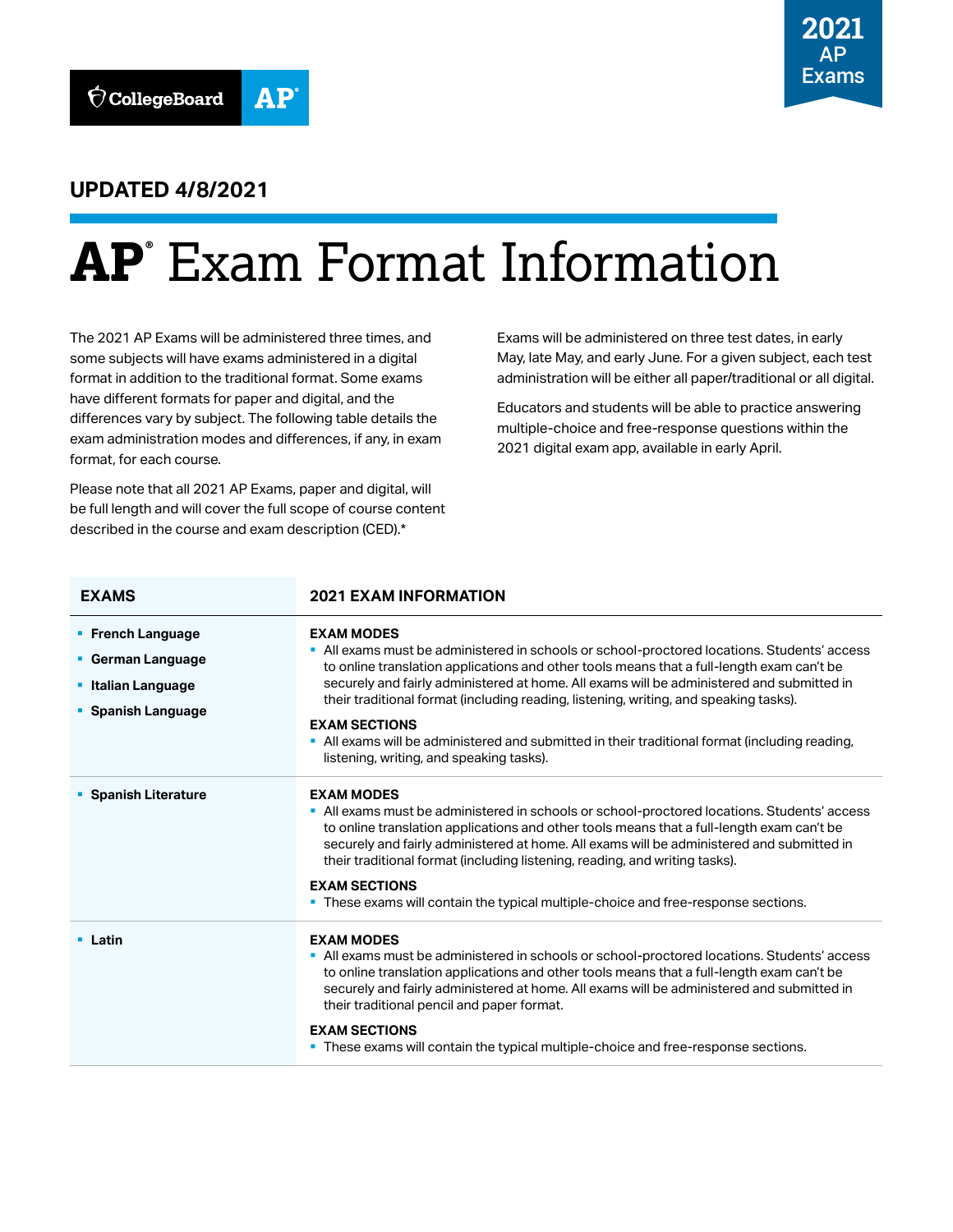2021 AP Exams

**UPDATED 4/8/2021**

# AP® Exam Format Information

The 2021 AP Exams will be administered three times, and some subjects will have exams administered in a digital format in addition to the traditional format. Some exams have different formats for paper and digital, and the differences vary by subject. The following table details the exam administration modes and differences, if any, in exam format, for each course.

Please note that all 2021 AP Exams, paper and digital, will be full length and will cover the full scope of course content described in the course and exam description (CED).*

Exams will be administered on three test dates, in early May, late May, and early June. For a given subject, each test administration will be either all paper/traditional or all digital.

Educators and students will be able to practice answering multiple-choice and free-response questions within the 2021 digital exam app, available in early April.

| EXAMS | 2021 EXAM INFORMATION |
|---|---|
| ▪ **French Language**<br>▪ **German Language**<br>▪ **Italian Language**<br>▪ **Spanish Language** | **EXAM MODES**<br>▪ All exams must be administered in schools or school-proctored locations. Students' access to online translation applications and other tools means that a full-length exam can't be securely and fairly administered at home. All exams will be administered and submitted in their traditional format (including reading, listening, writing, and speaking tasks).<br>**EXAM SECTIONS**<br>▪ All exams will be administered and submitted in their traditional format (including reading, listening, writing, and speaking tasks). |
| ▪ **Spanish Literature** | **EXAM MODES**<br>▪ All exams must be administered in schools or school-proctored locations. Students' access to online translation applications and other tools means that a full-length exam can't be securely and fairly administered at home. All exams will be administered and submitted in their traditional format (including listening, reading, and writing tasks).<br>**EXAM SECTIONS**<br>▪ These exams will contain the typical multiple-choice and free-response sections. |
| ▪ **Latin** | **EXAM MODES**<br>▪ All exams must be administered in schools or school-proctored locations. Students' access to online translation applications and other tools means that a full-length exam can't be securely and fairly administered at home. All exams will be administered and submitted in their traditional pencil and paper format.<br>**EXAM SECTIONS**<br>▪ These exams will contain the typical multiple-choice and free-response sections. |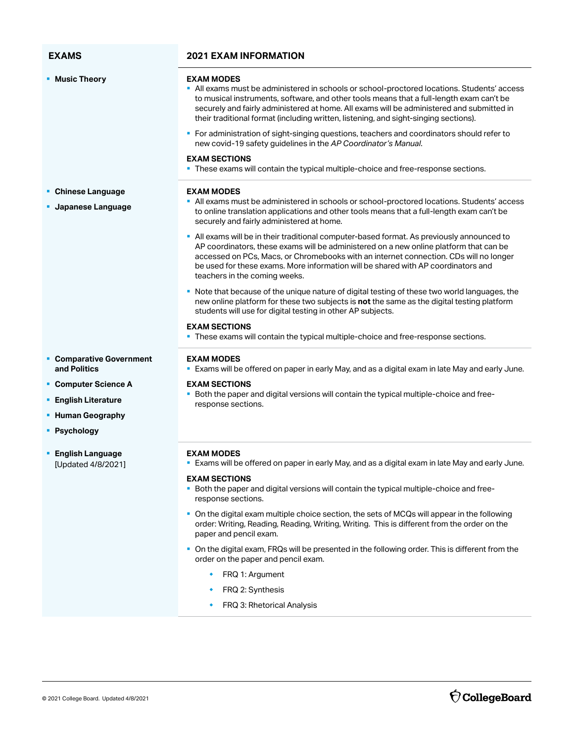| EXAMS | 2021 EXAM INFORMATION |
|---|---|
| ▪ **Music Theory** | **EXAM MODES**<br>▪ All exams must be administered in schools or school-proctored locations. Students' access to musical instruments, software, and other tools means that a full-length exam can't be securely and fairly administered at home. All exams will be administered and submitted in their traditional format (including written, listening, and sight-singing sections).<br>▪ For administration of sight-singing questions, teachers and coordinators should refer to new covid-19 safety guidelines in the *AP Coordinator's Manual*.<br>**EXAM SECTIONS**<br>▪ These exams will contain the typical multiple-choice and free-response sections. |
| ▪ **Chinese Language**<br>▪ **Japanese Language** | **EXAM MODES**<br>▪ All exams must be administered in schools or school-proctored locations. Students' access to online translation applications and other tools means that a full-length exam can't be securely and fairly administered at home.<br>▪ All exams will be in their traditional computer-based format. As previously announced to AP coordinators, these exams will be administered on a new online platform that can be accessed on PCs, Macs, or Chromebooks with an internet connection. CDs will no longer be used for these exams. More information will be shared with AP coordinators and teachers in the coming weeks.<br>▪ Note that because of the unique nature of digital testing of these two world languages, the new online platform for these two subjects is **not** the same as the digital testing platform students will use for digital testing in other AP subjects.<br>**EXAM SECTIONS**<br>▪ These exams will contain the typical multiple-choice and free-response sections. |
| ▪ **Comparative Government and Politics**<br>▪ **Computer Science A**<br>▪ **English Literature**<br>▪ **Human Geography**<br>▪ **Psychology** | **EXAM MODES**<br>▪ Exams will be offered on paper in early May, and as a digital exam in late May and early June.<br>**EXAM SECTIONS**<br>▪ Both the paper and digital versions will contain the typical multiple-choice and free-response sections. |
| ▪ **English Language** [Updated 4/8/2021] | **EXAM MODES**<br>▪ Exams will be offered on paper in early May, and as a digital exam in late May and early June.<br>**EXAM SECTIONS**<br>▪ Both the paper and digital versions will contain the typical multiple-choice and free-response sections.<br>▪ On the digital exam multiple choice section, the sets of MCQs will appear in the following order: Writing, Reading, Reading, Writing, Writing. This is different from the order on the paper and pencil exam.<br>▪ On the digital exam, FRQs will be presented in the following order. This is different from the order on the paper and pencil exam.<br>◆ FRQ 1: Argument<br>◆ FRQ 2: Synthesis<br>◆ FRQ 3: Rhetorical Analysis |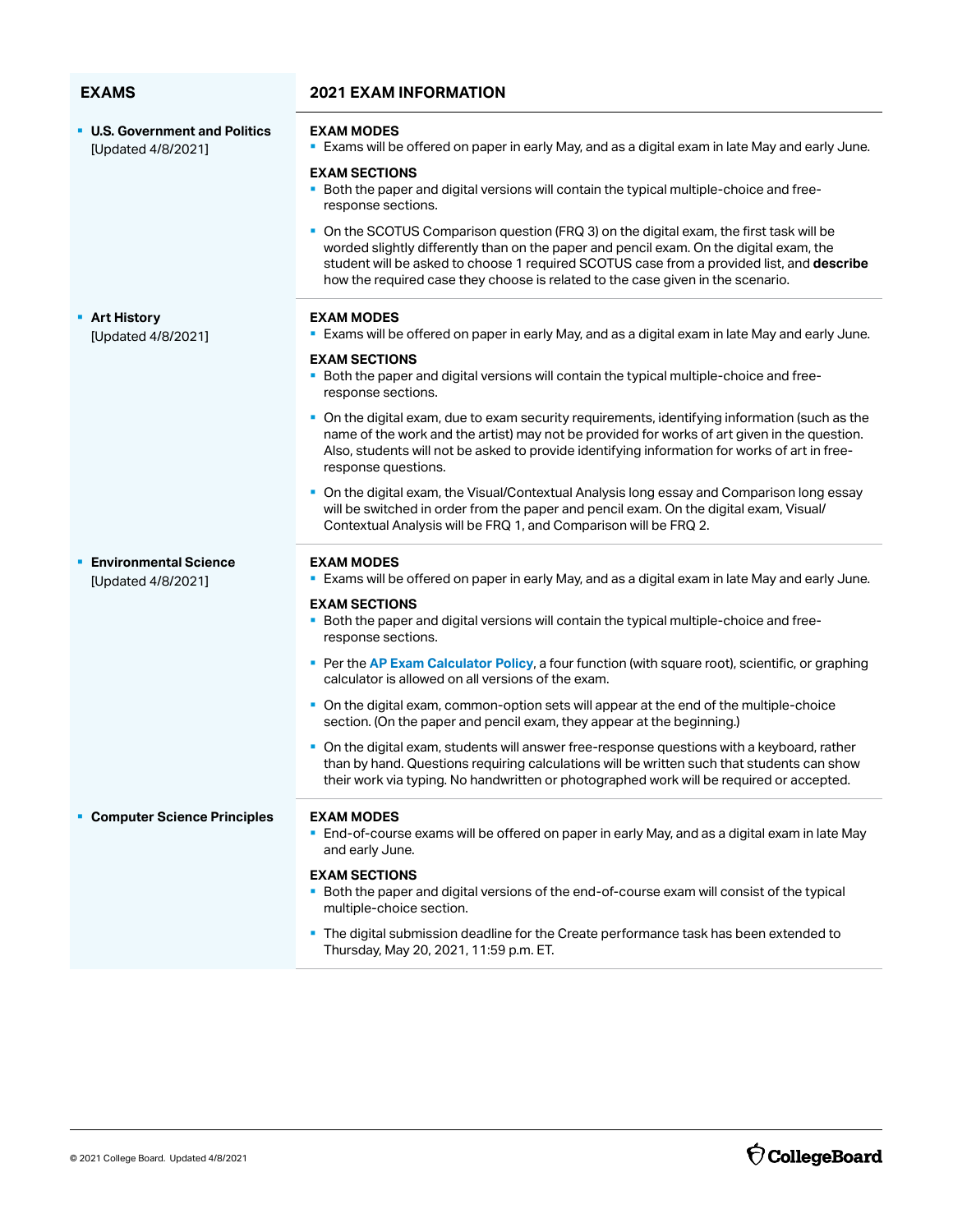| EXAMS | 2021 EXAM INFORMATION |
|---|---|
| **U.S. Government and Politics** [Updated 4/8/2021] | **EXAM MODES**<br>- Exams will be offered on paper in early May, and as a digital exam in late May and early June.<br>**EXAM SECTIONS**<br>- Both the paper and digital versions will contain the typical multiple-choice and free-response sections.<br>- On the SCOTUS Comparison question (FRQ 3) on the digital exam, the first task will be worded slightly differently than on the paper and pencil exam. On the digital exam, the student will be asked to choose 1 required SCOTUS case from a provided list, and **describe** how the required case they choose is related to the case given in the scenario. |
| **Art History** [Updated 4/8/2021] | **EXAM MODES**<br>- Exams will be offered on paper in early May, and as a digital exam in late May and early June.<br>**EXAM SECTIONS**<br>- Both the paper and digital versions will contain the typical multiple-choice and free-response sections.<br>- On the digital exam, due to exam security requirements, identifying information (such as the name of the work and the artist) may not be provided for works of art given in the question. Also, students will not be asked to provide identifying information for works of art in free-response questions.<br>- On the digital exam, the Visual/Contextual Analysis long essay and Comparison long essay will be switched in order from the paper and pencil exam. On the digital exam, Visual/Contextual Analysis will be FRQ 1, and Comparison will be FRQ 2. |
| **Environmental Science** [Updated 4/8/2021] | **EXAM MODES**<br>- Exams will be offered on paper in early May, and as a digital exam in late May and early June.<br>**EXAM SECTIONS**<br>- Both the paper and digital versions will contain the typical multiple-choice and free-response sections.<br>- Per the **AP Exam Calculator Policy**, a four function (with square root), scientific, or graphing calculator is allowed on all versions of the exam.<br>- On the digital exam, common-option sets will appear at the end of the multiple-choice section. (On the paper and pencil exam, they appear at the beginning.)<br>- On the digital exam, students will answer free-response questions with a keyboard, rather than by hand. Questions requiring calculations will be written such that students can show their work via typing. No handwritten or photographed work will be required or accepted. |
| **Computer Science Principles** | **EXAM MODES**<br>- End-of-course exams will be offered on paper in early May, and as a digital exam in late May and early June.<br>**EXAM SECTIONS**<br>- Both the paper and digital versions of the end-of-course exam will consist of the typical multiple-choice section.<br>- The digital submission deadline for the Create performance task has been extended to Thursday, May 20, 2021, 11:59 p.m. ET. |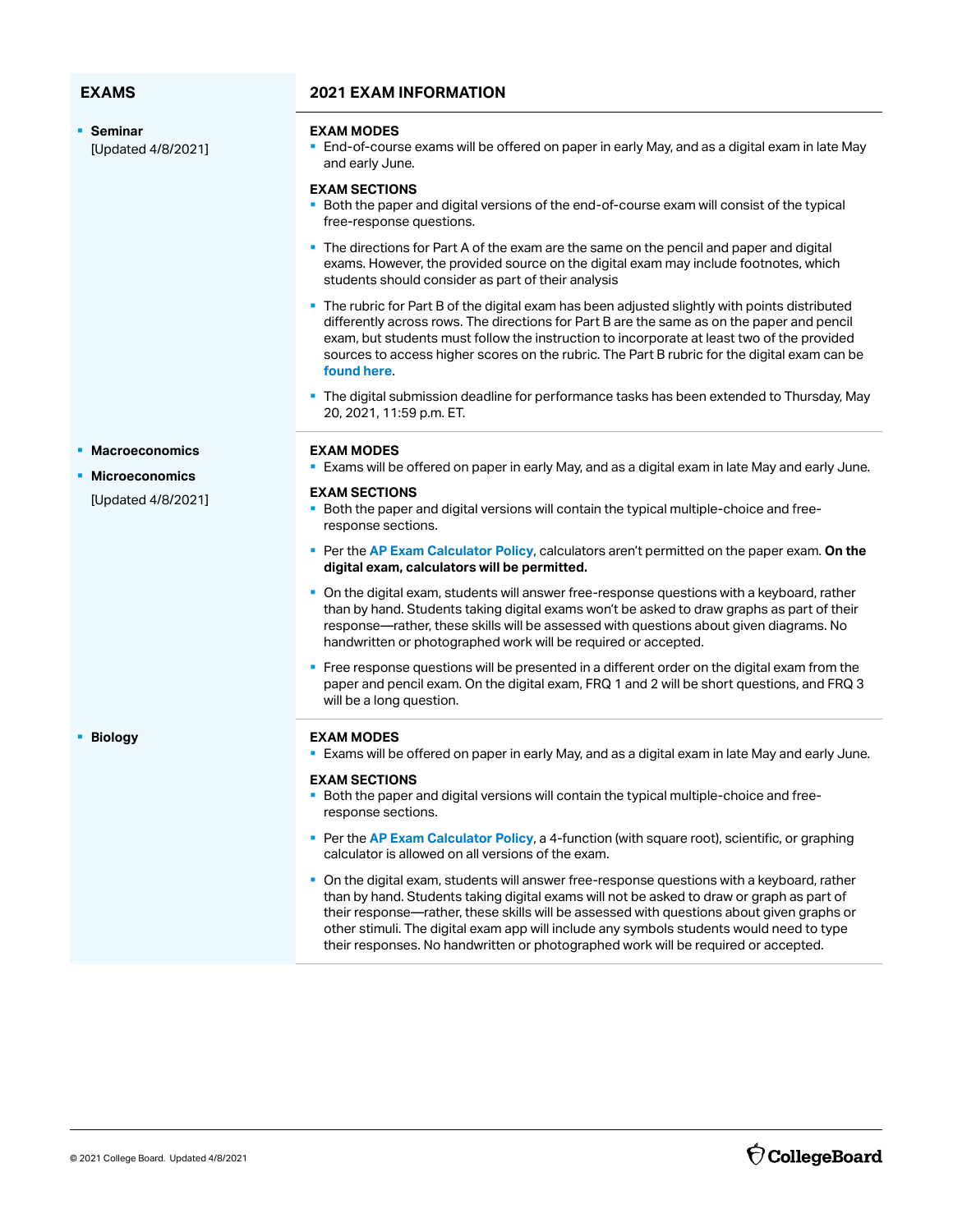| EXAMS | 2021 EXAM INFORMATION |
|---|---|
| **Seminar** [Updated 4/8/2021] | **EXAM MODES**<br>- End-of-course exams will be offered on paper in early May, and as a digital exam in late May and early June.<br><br>**EXAM SECTIONS**<br>- Both the paper and digital versions of the end-of-course exam will consist of the typical free-response questions.<br>- The directions for Part A of the exam are the same on the pencil and paper and digital exams. However, the provided source on the digital exam may include footnotes, which students should consider as part of their analysis<br>- The rubric for Part B of the digital exam has been adjusted slightly with points distributed differently across rows. The directions for Part B are the same as on the paper and pencil exam, but students must follow the instruction to incorporate at least two of the provided sources to access higher scores on the rubric. The Part B rubric for the digital exam can be **found here**.<br>- The digital submission deadline for performance tasks has been extended to Thursday, May 20, 2021, 11:59 p.m. ET. |
| **Macroeconomics**<br>**Microeconomics**<br>[Updated 4/8/2021] | **EXAM MODES**<br>- Exams will be offered on paper in early May, and as a digital exam in late May and early June.<br><br>**EXAM SECTIONS**<br>- Both the paper and digital versions will contain the typical multiple-choice and free-response sections.<br>- Per the **AP Exam Calculator Policy**, calculators aren't permitted on the paper exam. **On the digital exam, calculators will be permitted.**<br>- On the digital exam, students will answer free-response questions with a keyboard, rather than by hand. Students taking digital exams won't be asked to draw graphs as part of their response—rather, these skills will be assessed with questions about given diagrams. No handwritten or photographed work will be required or accepted.<br>- Free response questions will be presented in a different order on the digital exam from the paper and pencil exam. On the digital exam, FRQ 1 and 2 will be short questions, and FRQ 3 will be a long question. |
| **Biology** | **EXAM MODES**<br>- Exams will be offered on paper in early May, and as a digital exam in late May and early June.<br><br>**EXAM SECTIONS**<br>- Both the paper and digital versions will contain the typical multiple-choice and free-response sections.<br>- Per the **AP Exam Calculator Policy**, a 4-function (with square root), scientific, or graphing calculator is allowed on all versions of the exam.<br>- On the digital exam, students will answer free-response questions with a keyboard, rather than by hand. Students taking digital exams will not be asked to draw or graph as part of their response—rather, these skills will be assessed with questions about given graphs or other stimuli. The digital exam app will include any symbols students would need to type their responses. No handwritten or photographed work will be required or accepted. |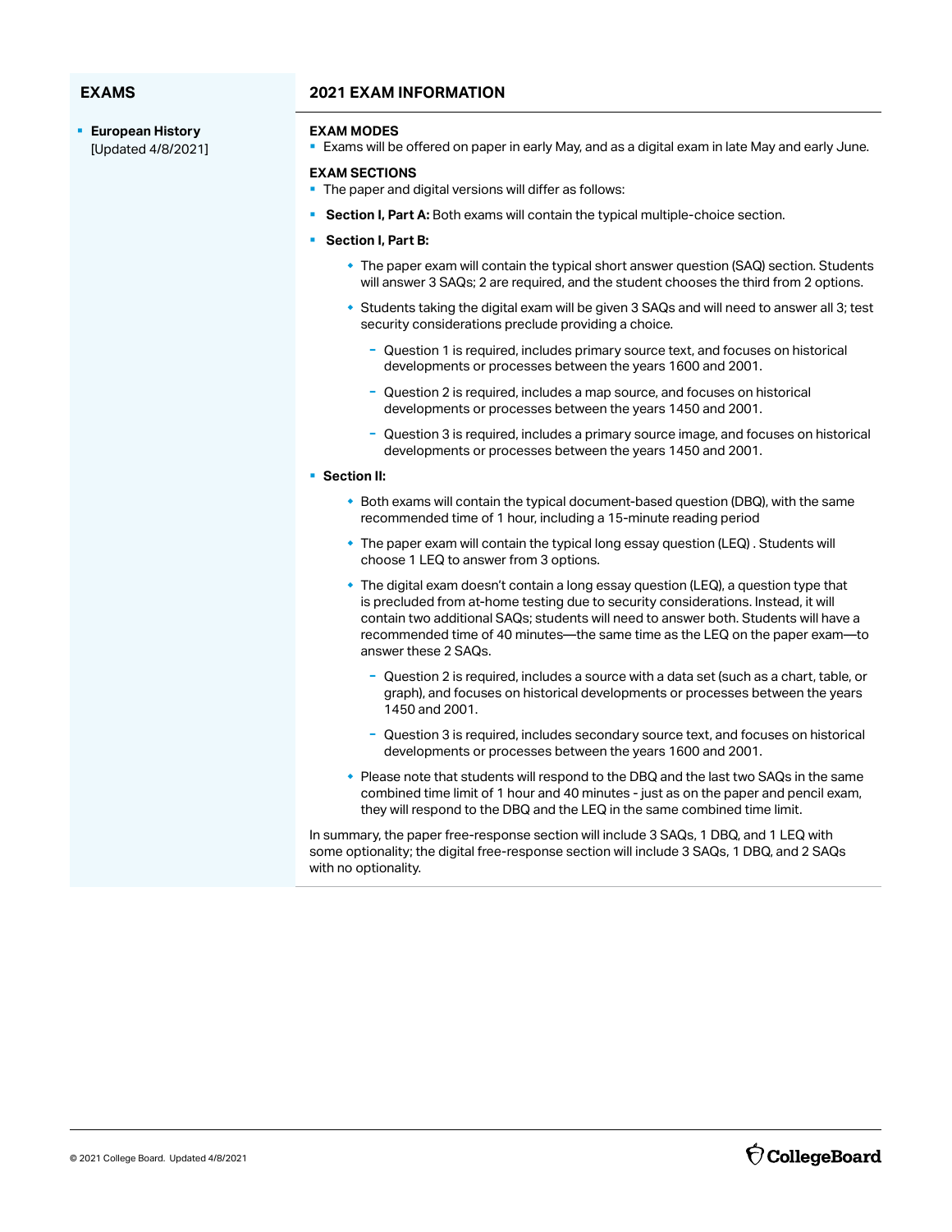| EXAMS | 2021 EXAM INFORMATION |
|---|---|
| **European History** [Updated 4/8/2021] | see below |

## EXAMS

- **European History** [Updated 4/8/2021]

## 2021 EXAM INFORMATION

**EXAM MODES**

- Exams will be offered on paper in early May, and as a digital exam in late May and early June.

**EXAM SECTIONS**

- The paper and digital versions will differ as follows:
- **Section I, Part A:** Both exams will contain the typical multiple-choice section.
- **Section I, Part B:**
  - The paper exam will contain the typical short answer question (SAQ) section. Students will answer 3 SAQs; 2 are required, and the student chooses the third from 2 options.
  - Students taking the digital exam will be given 3 SAQs and will need to answer all 3; test security considerations preclude providing a choice.
    - Question 1 is required, includes primary source text, and focuses on historical developments or processes between the years 1600 and 2001.
    - Question 2 is required, includes a map source, and focuses on historical developments or processes between the years 1450 and 2001.
    - Question 3 is required, includes a primary source image, and focuses on historical developments or processes between the years 1450 and 2001.
- **Section II:**
  - Both exams will contain the typical document-based question (DBQ), with the same recommended time of 1 hour, including a 15-minute reading period
  - The paper exam will contain the typical long essay question (LEQ) . Students will choose 1 LEQ to answer from 3 options.
  - The digital exam doesn't contain a long essay question (LEQ), a question type that is precluded from at-home testing due to security considerations. Instead, it will contain two additional SAQs; students will need to answer both. Students will have a recommended time of 40 minutes—the same time as the LEQ on the paper exam—to answer these 2 SAQs.
    - Question 2 is required, includes a source with a data set (such as a chart, table, or graph), and focuses on historical developments or processes between the years 1450 and 2001.
    - Question 3 is required, includes secondary source text, and focuses on historical developments or processes between the years 1600 and 2001.
  - Please note that students will respond to the DBQ and the last two SAQs in the same combined time limit of 1 hour and 40 minutes - just as on the paper and pencil exam, they will respond to the DBQ and the LEQ in the same combined time limit.

In summary, the paper free-response section will include 3 SAQs, 1 DBQ, and 1 LEQ with some optionality; the digital free-response section will include 3 SAQs, 1 DBQ, and 2 SAQs with no optionality.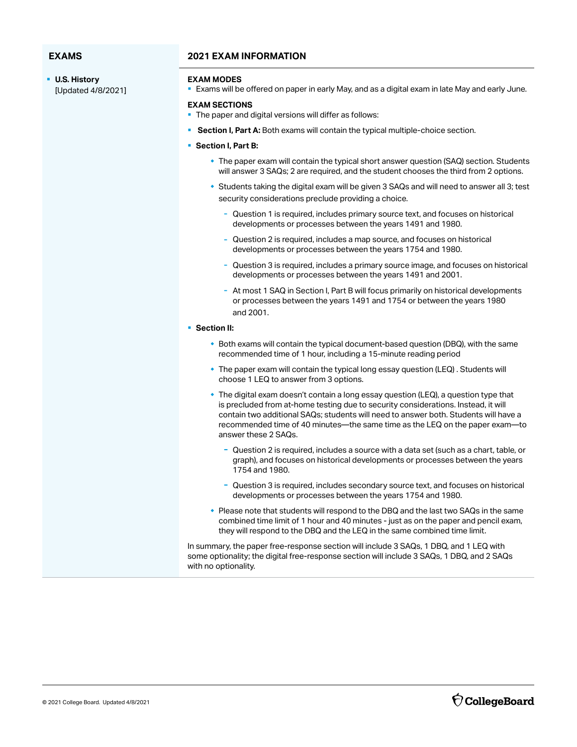| EXAMS | 2021 EXAM INFORMATION |
| --- | --- |
| **U.S. History** [Updated 4/8/2021] | See below |

**EXAMS**

- **U.S. History** [Updated 4/8/2021]

**2021 EXAM INFORMATION**

**EXAM MODES**

- Exams will be offered on paper in early May, and as a digital exam in late May and early June.

**EXAM SECTIONS**

- The paper and digital versions will differ as follows:
- **Section I, Part A:** Both exams will contain the typical multiple-choice section.
- **Section I, Part B:**
  - The paper exam will contain the typical short answer question (SAQ) section. Students will answer 3 SAQs; 2 are required, and the student chooses the third from 2 options.
  - Students taking the digital exam will be given 3 SAQs and will need to answer all 3; test security considerations preclude providing a choice.
    - Question 1 is required, includes primary source text, and focuses on historical developments or processes between the years 1491 and 1980.
    - Question 2 is required, includes a map source, and focuses on historical developments or processes between the years 1754 and 1980.
    - Question 3 is required, includes a primary source image, and focuses on historical developments or processes between the years 1491 and 2001.
    - At most 1 SAQ in Section I, Part B will focus primarily on historical developments or processes between the years 1491 and 1754 or between the years 1980 and 2001.
- **Section II:**
  - Both exams will contain the typical document-based question (DBQ), with the same recommended time of 1 hour, including a 15-minute reading period
  - The paper exam will contain the typical long essay question (LEQ) . Students will choose 1 LEQ to answer from 3 options.
  - The digital exam doesn't contain a long essay question (LEQ), a question type that is precluded from at-home testing due to security considerations. Instead, it will contain two additional SAQs; students will need to answer both. Students will have a recommended time of 40 minutes—the same time as the LEQ on the paper exam—to answer these 2 SAQs.
    - Question 2 is required, includes a source with a data set (such as a chart, table, or graph), and focuses on historical developments or processes between the years 1754 and 1980.
    - Question 3 is required, includes secondary source text, and focuses on historical developments or processes between the years 1754 and 1980.
  - Please note that students will respond to the DBQ and the last two SAQs in the same combined time limit of 1 hour and 40 minutes - just as on the paper and pencil exam, they will respond to the DBQ and the LEQ in the same combined time limit.

In summary, the paper free-response section will include 3 SAQs, 1 DBQ, and 1 LEQ with some optionality; the digital free-response section will include 3 SAQs, 1 DBQ, and 2 SAQs with no optionality.

**EXAMS**

- **U.S. History** [Updated 4/8/2021]

**2021 EXAM INFORMATION**

**EXAM MODES**

- Exams will be offered on paper in early May, and as a digital exam in late May and early June.

**EXAM SECTIONS**

- The paper and digital versions will differ as follows:
- **Section I, Part A:** Both exams will contain the typical multiple-choice section.
- **Section I, Part B:**
  - The paper exam will contain the typical short answer question (SAQ) section. Students will answer 3 SAQs; 2 are required, and the student chooses the third from 2 options.
  - Students taking the digital exam will be given 3 SAQs and will need to answer all 3; test security considerations preclude providing a choice.
    - Question 1 is required, includes primary source text, and focuses on historical developments or processes between the years 1491 and 1980.
    - Question 2 is required, includes a map source, and focuses on historical developments or processes between the years 1754 and 1980.
    - Question 3 is required, includes a primary source image, and focuses on historical developments or processes between the years 1491 and 2001.
    - At most 1 SAQ in Section I, Part B will focus primarily on historical developments or processes between the years 1491 and 1754 or between the years 1980 and 2001.
- **Section II:**
  - Both exams will contain the typical document-based question (DBQ), with the same recommended time of 1 hour, including a 15-minute reading period
  - The paper exam will contain the typical long essay question (LEQ) . Students will choose 1 LEQ to answer from 3 options.
  - The digital exam doesn't contain a long essay question (LEQ), a question type that is precluded from at-home testing due to security considerations. Instead, it will contain two additional SAQs; students will need to answer both. Students will have a recommended time of 40 minutes—the same time as the LEQ on the paper exam—to answer these 2 SAQs.
    - Question 2 is required, includes a source with a data set (such as a chart, table, or graph), and focuses on historical developments or processes between the years 1754 and 1980.
    - Question 3 is required, includes secondary source text, and focuses on historical developments or processes between the years 1754 and 1980.
  - Please note that students will respond to the DBQ and the last two SAQs in the same combined time limit of 1 hour and 40 minutes - just as on the paper and pencil exam, they will respond to the DBQ and the LEQ in the same combined time limit.

In summary, the paper free-response section will include 3 SAQs, 1 DBQ, and 1 LEQ with some optionality; the digital free-response section will include 3 SAQs, 1 DBQ, and 2 SAQs with no optionality.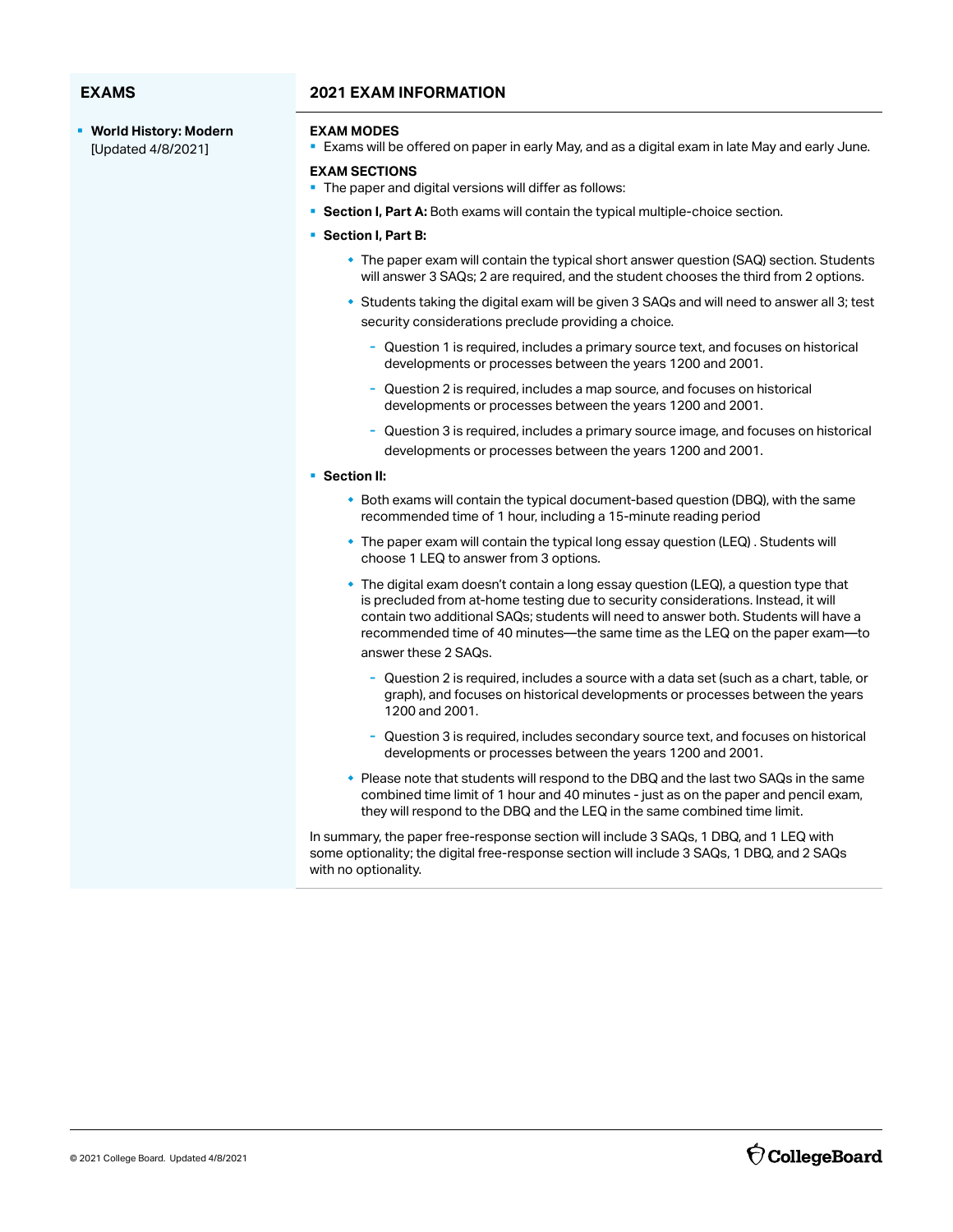## EXAMS

- **World History: Modern** [Updated 4/8/2021]

## 2021 EXAM INFORMATION

### EXAM MODES

- Exams will be offered on paper in early May, and as a digital exam in late May and early June.

### EXAM SECTIONS

- The paper and digital versions will differ as follows:
- **Section I, Part A:** Both exams will contain the typical multiple-choice section.
- **Section I, Part B:**
  - The paper exam will contain the typical short answer question (SAQ) section. Students will answer 3 SAQs; 2 are required, and the student chooses the third from 2 options.
  - Students taking the digital exam will be given 3 SAQs and will need to answer all 3; test security considerations preclude providing a choice.
    - Question 1 is required, includes a primary source text, and focuses on historical developments or processes between the years 1200 and 2001.
    - Question 2 is required, includes a map source, and focuses on historical developments or processes between the years 1200 and 2001.
    - Question 3 is required, includes a primary source image, and focuses on historical developments or processes between the years 1200 and 2001.
- **Section II:**
  - Both exams will contain the typical document-based question (DBQ), with the same recommended time of 1 hour, including a 15-minute reading period
  - The paper exam will contain the typical long essay question (LEQ) . Students will choose 1 LEQ to answer from 3 options.
  - The digital exam doesn't contain a long essay question (LEQ), a question type that is precluded from at-home testing due to security considerations. Instead, it will contain two additional SAQs; students will need to answer both. Students will have a recommended time of 40 minutes—the same time as the LEQ on the paper exam—to answer these 2 SAQs.
    - Question 2 is required, includes a source with a data set (such as a chart, table, or graph), and focuses on historical developments or processes between the years 1200 and 2001.
    - Question 3 is required, includes secondary source text, and focuses on historical developments or processes between the years 1200 and 2001.
  - Please note that students will respond to the DBQ and the last two SAQs in the same combined time limit of 1 hour and 40 minutes - just as on the paper and pencil exam, they will respond to the DBQ and the LEQ in the same combined time limit.

In summary, the paper free-response section will include 3 SAQs, 1 DBQ, and 1 LEQ with some optionality; the digital free-response section will include 3 SAQs, 1 DBQ, and 2 SAQs with no optionality.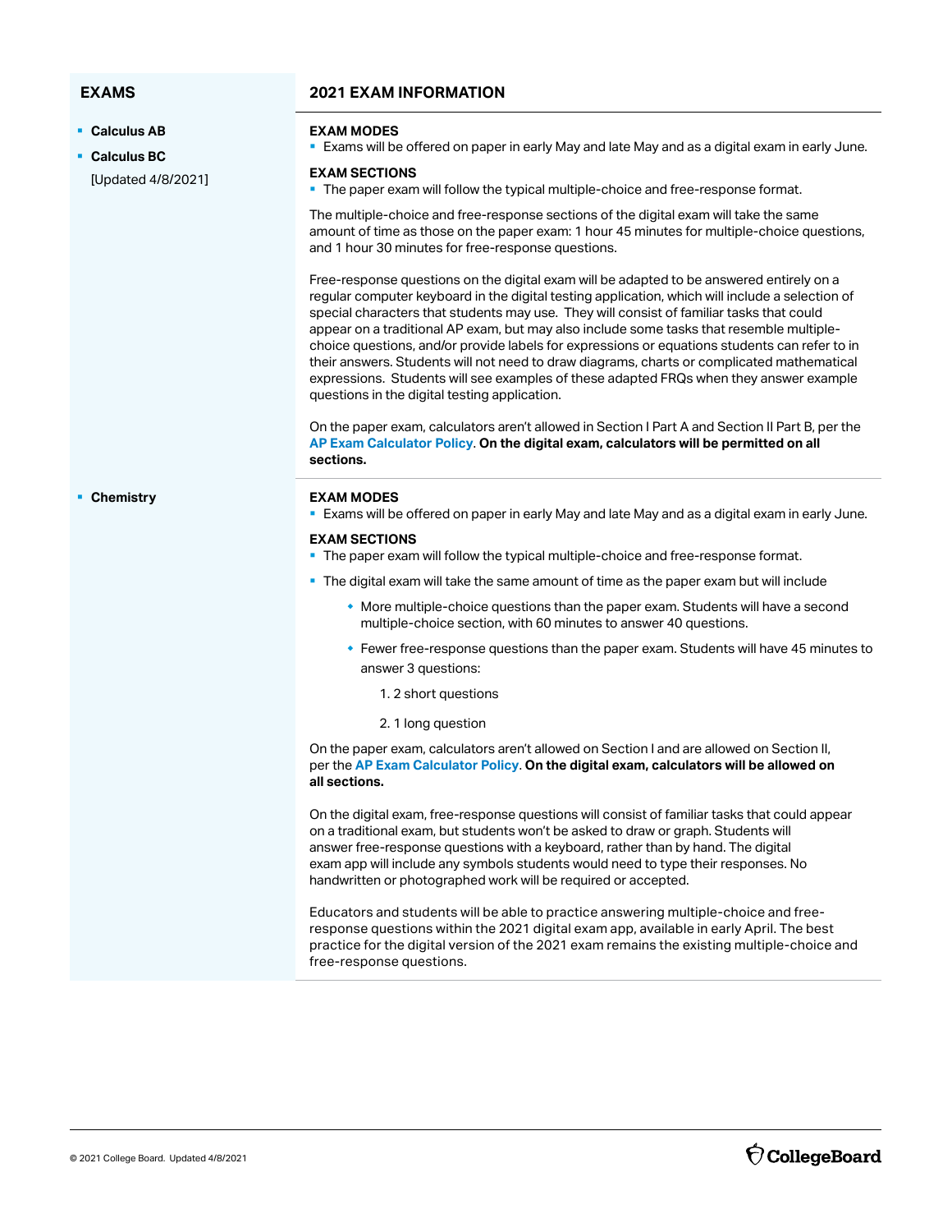| EXAMS | 2021 EXAM INFORMATION |
|---|---|
| - **Calculus AB**<br>- **Calculus BC**<br>[Updated 4/8/2021] | **EXAM MODES**<br>- Exams will be offered on paper in early May and late May and as a digital exam in early June.<br><br>**EXAM SECTIONS**<br>- The paper exam will follow the typical multiple-choice and free-response format.<br><br>The multiple-choice and free-response sections of the digital exam will take the same amount of time as those on the paper exam: 1 hour 45 minutes for multiple-choice questions, and 1 hour 30 minutes for free-response questions.<br><br>Free-response questions on the digital exam will be adapted to be answered entirely on a regular computer keyboard in the digital testing application, which will include a selection of special characters that students may use. They will consist of familiar tasks that could appear on a traditional AP exam, but may also include some tasks that resemble multiple-choice questions, and/or provide labels for expressions or equations students can refer to in their answers. Students will not need to draw diagrams, charts or complicated mathematical expressions. Students will see examples of these adapted FRQs when they answer example questions in the digital testing application.<br><br>On the paper exam, calculators aren't allowed in Section I Part A and Section II Part B, per the AP Exam Calculator Policy. **On the digital exam, calculators will be permitted on all sections.** |
| - **Chemistry** | **EXAM MODES**<br>- Exams will be offered on paper in early May and late May and as a digital exam in early June.<br><br>**EXAM SECTIONS**<br>- The paper exam will follow the typical multiple-choice and free-response format.<br>- The digital exam will take the same amount of time as the paper exam but will include<br>&nbsp;&nbsp;◆ More multiple-choice questions than the paper exam. Students will have a second multiple-choice section, with 60 minutes to answer 40 questions.<br>&nbsp;&nbsp;◆ Fewer free-response questions than the paper exam. Students will have 45 minutes to answer 3 questions:<br>&nbsp;&nbsp;&nbsp;&nbsp;1. 2 short questions<br>&nbsp;&nbsp;&nbsp;&nbsp;2. 1 long question<br><br>On the paper exam, calculators aren't allowed on Section I and are allowed on Section II, per the AP Exam Calculator Policy. **On the digital exam, calculators will be allowed on all sections.**<br><br>On the digital exam, free-response questions will consist of familiar tasks that could appear on a traditional exam, but students won't be asked to draw or graph. Students will answer free-response questions with a keyboard, rather than by hand. The digital exam app will include any symbols students would need to type their responses. No handwritten or photographed work will be required or accepted.<br><br>Educators and students will be able to practice answering multiple-choice and free-response questions within the 2021 digital exam app, available in early April. The best practice for the digital version of the 2021 exam remains the existing multiple-choice and free-response questions. |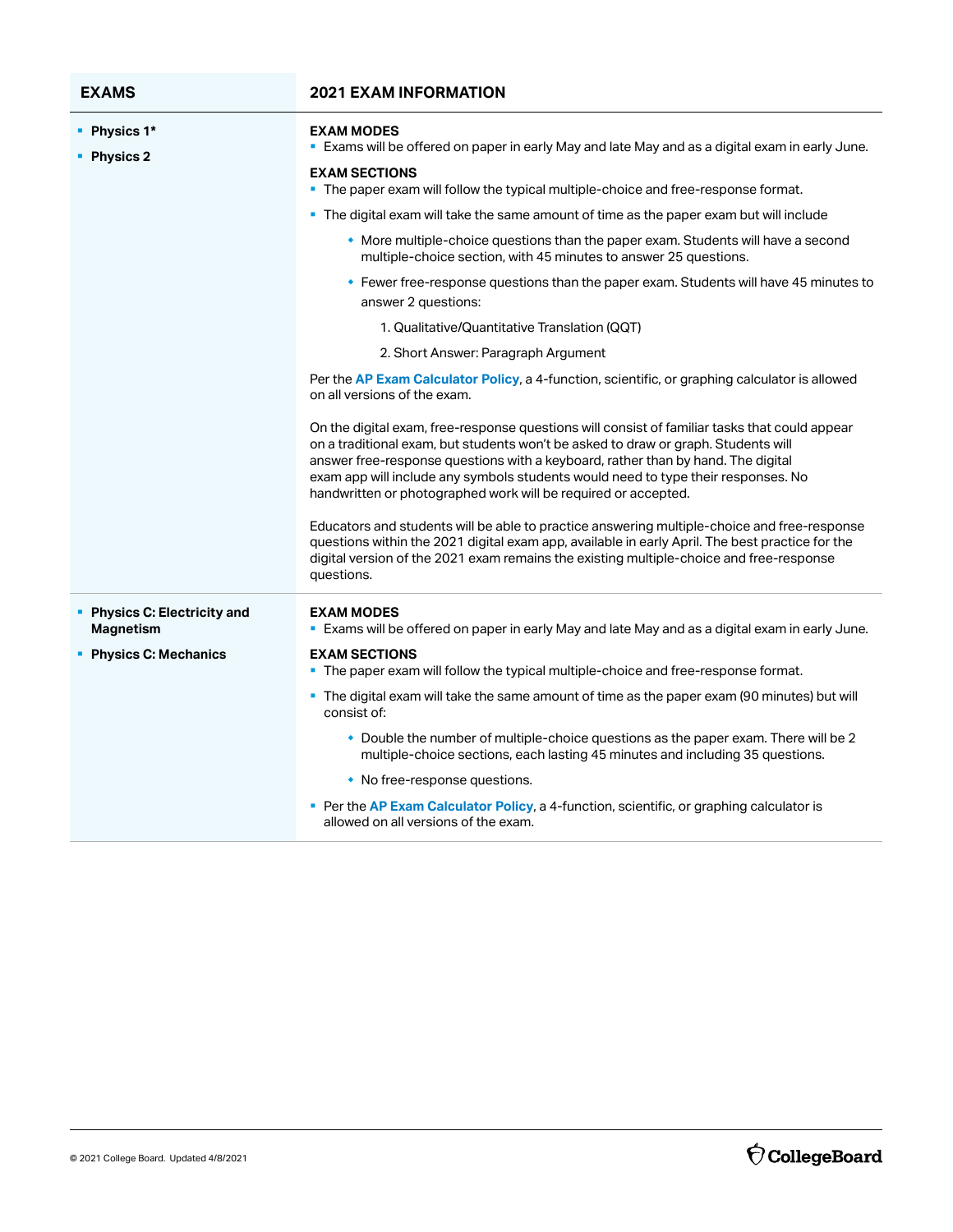| EXAMS | 2021 EXAM INFORMATION |
|---|---|
| ▪ **Physics 1***<br>▪ **Physics 2** | **EXAM MODES**<br>▪ Exams will be offered on paper in early May and late May and as a digital exam in early June.<br><br>**EXAM SECTIONS**<br>▪ The paper exam will follow the typical multiple-choice and free-response format.<br>▪ The digital exam will take the same amount of time as the paper exam but will include<br>  ◆ More multiple-choice questions than the paper exam. Students will have a second multiple-choice section, with 45 minutes to answer 25 questions.<br>  ◆ Fewer free-response questions than the paper exam. Students will have 45 minutes to answer 2 questions:<br>    1. Qualitative/Quantitative Translation (QQT)<br>    2. Short Answer: Paragraph Argument<br><br>Per the **AP Exam Calculator Policy**, a 4-function, scientific, or graphing calculator is allowed on all versions of the exam.<br><br>On the digital exam, free-response questions will consist of familiar tasks that could appear on a traditional exam, but students won't be asked to draw or graph. Students will answer free-response questions with a keyboard, rather than by hand. The digital exam app will include any symbols students would need to type their responses. No handwritten or photographed work will be required or accepted.<br><br>Educators and students will be able to practice answering multiple-choice and free-response questions within the 2021 digital exam app, available in early April. The best practice for the digital version of the 2021 exam remains the existing multiple-choice and free-response questions. |
| ▪ **Physics C: Electricity and Magnetism**<br>▪ **Physics C: Mechanics** | **EXAM MODES**<br>▪ Exams will be offered on paper in early May and late May and as a digital exam in early June.<br><br>**EXAM SECTIONS**<br>▪ The paper exam will follow the typical multiple-choice and free-response format.<br>▪ The digital exam will take the same amount of time as the paper exam (90 minutes) but will consist of:<br>  ◆ Double the number of multiple-choice questions as the paper exam. There will be 2 multiple-choice sections, each lasting 45 minutes and including 35 questions.<br>  ◆ No free-response questions.<br>▪ Per the **AP Exam Calculator Policy**, a 4-function, scientific, or graphing calculator is allowed on all versions of the exam. |

© 2021 College Board. Updated 4/8/2021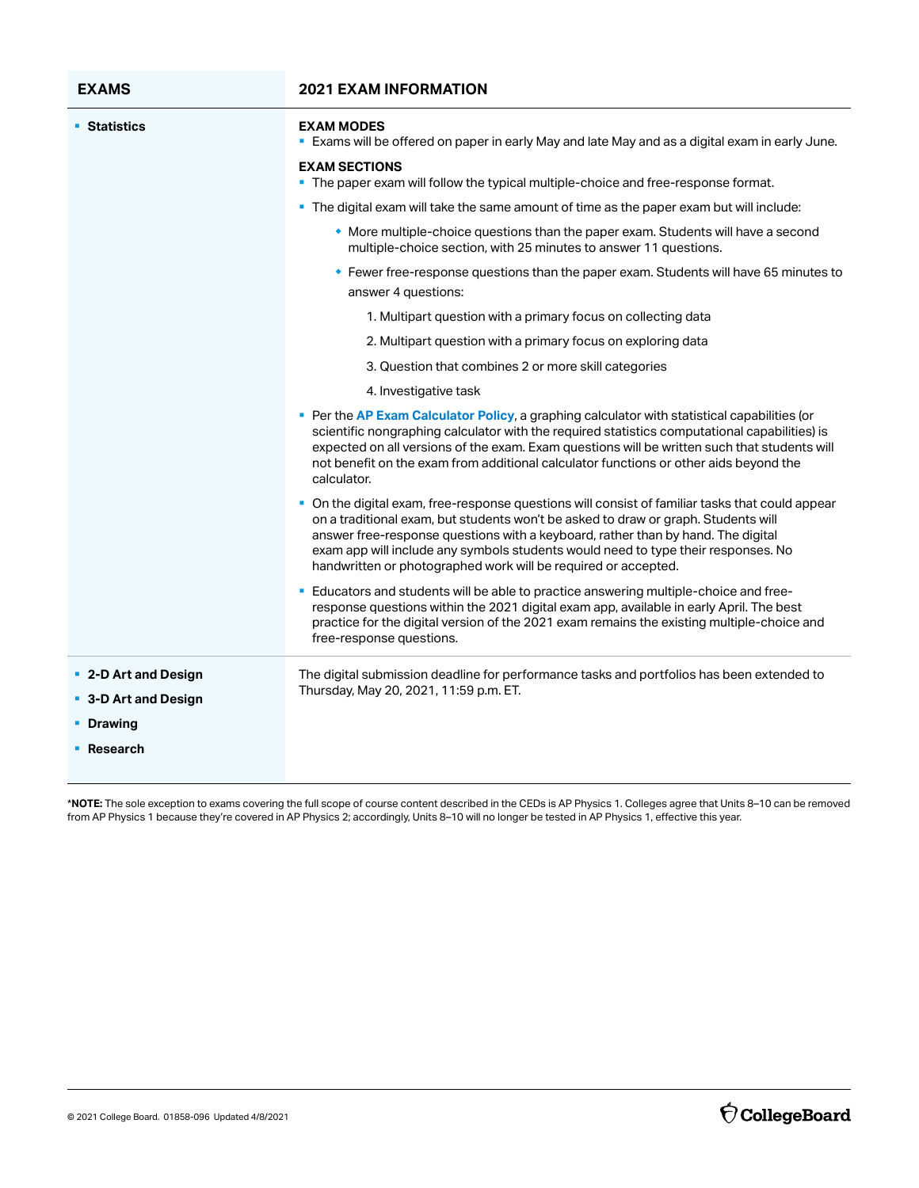| EXAMS | 2021 EXAM INFORMATION |
| --- | --- |
| ▪ **Statistics** | **EXAM MODES**<br>▪ Exams will be offered on paper in early May and late May and as a digital exam in early June.<br>**EXAM SECTIONS**<br>▪ The paper exam will follow the typical multiple-choice and free-response format.<br>▪ The digital exam will take the same amount of time as the paper exam but will include:<br>◆ More multiple-choice questions than the paper exam. Students will have a second multiple-choice section, with 25 minutes to answer 11 questions.<br>◆ Fewer free-response questions than the paper exam. Students will have 65 minutes to answer 4 questions:<br>1. Multipart question with a primary focus on collecting data<br>2. Multipart question with a primary focus on exploring data<br>3. Question that combines 2 or more skill categories<br>4. Investigative task<br>▪ Per the **AP Exam Calculator Policy**, a graphing calculator with statistical capabilities (or scientific nongraphing calculator with the required statistics computational capabilities) is expected on all versions of the exam. Exam questions will be written such that students will not benefit on the exam from additional calculator functions or other aids beyond the calculator.<br>▪ On the digital exam, free-response questions will consist of familiar tasks that could appear on a traditional exam, but students won't be asked to draw or graph. Students will answer free-response questions with a keyboard, rather than by hand. The digital exam app will include any symbols students would need to type their responses. No handwritten or photographed work will be required or accepted.<br>▪ Educators and students will be able to practice answering multiple-choice and free-response questions within the 2021 digital exam app, available in early April. The best practice for the digital version of the 2021 exam remains the existing multiple-choice and free-response questions. |
| ▪ **2-D Art and Design**<br>▪ **3-D Art and Design**<br>▪ **Drawing**<br>▪ **Research** | The digital submission deadline for performance tasks and portfolios has been extended to Thursday, May 20, 2021, 11:59 p.m. ET. |

*__NOTE:__ The sole exception to exams covering the full scope of course content described in the CEDs is AP Physics 1. Colleges agree that Units 8–10 can be removed from AP Physics 1 because they're covered in AP Physics 2; accordingly, Units 8–10 will no longer be tested in AP Physics 1, effective this year.

© 2021 College Board. 01858-096 Updated 4/8/2021